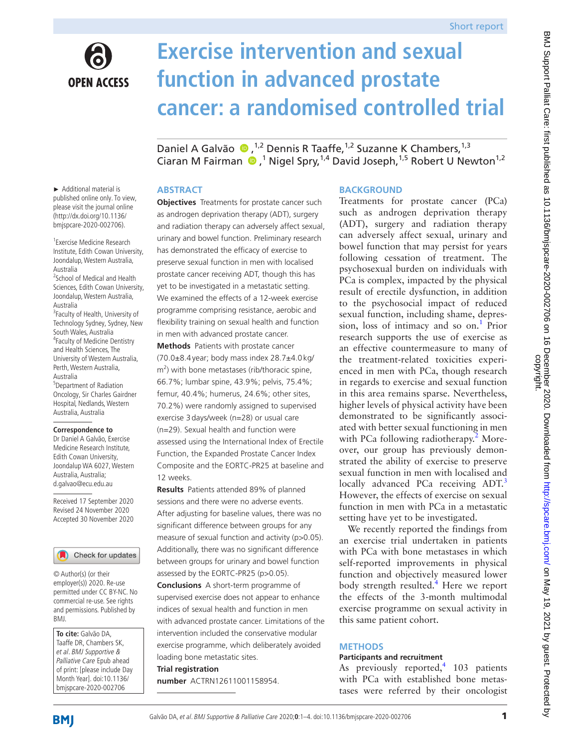Short report

# Exercise intervention and sexual function in advanced prostate cancer: a randomised controlled trial

Daniel A Galvão [1,2] Dennis R Taaffe,[1,2] Suzanne K Chambers,[1,3] Ciaran M Fairman [1] Nigel Spry,[1,4] David Joseph,[1,5] Robert U Newton[1,2]

► Additional material is published online only. To view, please visit the journal online (http://dx.doi.org/10.1136/bmjspcare-2020-002706).

[1]Exercise Medicine Research Institute, Edith Cowan University, Joondalup, Western Australia, Australia
[2]School of Medical and Health Sciences, Edith Cowan University, Joondalup, Western Australia, Australia
[3]Faculty of Health, University of Technology Sydney, Sydney, New South Wales, Australia
[4]Faculty of Medicine Dentistry and Health Sciences, The University of Western Australia, Perth, Western Australia, Australia
[5]Department of Radiation Oncology, Sir Charles Gairdner Hospital, Nedlands, Western Australia, Australia

**Correspondence to**
Dr Daniel A Galvão, Exercise Medicine Research Institute, Edith Cowan University, Joondalup WA 6027, Western Australia, Australia; d.galvao@ecu.edu.au

Received 17 September 2020
Revised 24 November 2020
Accepted 30 November 2020

© Author(s) (or their employer(s)) 2020. Re-use permitted under CC BY-NC. No commercial re-use. See rights and permissions. Published by BMJ.

**To cite:** Galvão DA, Taaffe DR, Chambers SK, *et al. BMJ Supportive & Palliative Care* Epub ahead of print: [please include Day Month Year]. doi:10.1136/bmjspcare-2020-002706

## ABSTRACT

**Objectives** Treatments for prostate cancer such as androgen deprivation therapy (ADT), surgery and radiation therapy can adversely affect sexual, urinary and bowel function. Preliminary research has demonstrated the efficacy of exercise to preserve sexual function in men with localised prostate cancer receiving ADT, though this has yet to be investigated in a metastatic setting. We examined the effects of a 12-week exercise programme comprising resistance, aerobic and flexibility training on sexual health and function in men with advanced prostate cancer.

**Methods** Patients with prostate cancer (70.0±8.4 year; body mass index 28.7±4.0 kg/m$^2$) with bone metastases (rib/thoracic spine, 66.7%; lumbar spine, 43.9%; pelvis, 75.4%; femur, 40.4%; humerus, 24.6%; other sites, 70.2%) were randomly assigned to supervised exercise 3 days/week (n=28) or usual care (n=29). Sexual health and function were assessed using the International Index of Erectile Function, the Expanded Prostate Cancer Index Composite and the EORTC-PR25 at baseline and 12 weeks.

**Results** Patients attended 89% of planned sessions and there were no adverse events. After adjusting for baseline values, there was no significant difference between groups for any measure of sexual function and activity (p>0.05). Additionally, there was no significant difference between groups for urinary and bowel function assessed by the EORTC-PR25 (p>0.05).

**Conclusions** A short-term programme of supervised exercise does not appear to enhance indices of sexual health and function in men with advanced prostate cancer. Limitations of the intervention included the conservative modular exercise programme, which deliberately avoided loading bone metastatic sites.

**Trial registration number** ACTRN12611001158954.

## BACKGROUND

Treatments for prostate cancer (PCa) such as androgen deprivation therapy (ADT), surgery and radiation therapy can adversely affect sexual, urinary and bowel function that may persist for years following cessation of treatment. The psychosexual burden on individuals with PCa is complex, impacted by the physical result of erectile dysfunction, in addition to the psychosocial impact of reduced sexual function, including shame, depression, loss of intimacy and so on.[1] Prior research supports the use of exercise as an effective countermeasure to many of the treatment-related toxicities experienced in men with PCa, though research in regards to exercise and sexual function in this area remains sparse. Nevertheless, higher levels of physical activity have been demonstrated to be significantly associated with better sexual functioning in men with PCa following radiotherapy.[2] Moreover, our group has previously demonstrated the ability of exercise to preserve sexual function in men with localised and locally advanced PCa receiving ADT.[3] However, the effects of exercise on sexual function in men with PCa in a metastatic setting have yet to be investigated.

We recently reported the findings from an exercise trial undertaken in patients with PCa with bone metastases in which self-reported improvements in physical function and objectively measured lower body strength resulted.[4] Here we report the effects of the 3-month multimodal exercise programme on sexual activity in this same patient cohort.

## METHODS

### Participants and recruitment

As previously reported,[4] 103 patients with PCa with established bone metastases were referred by their oncologist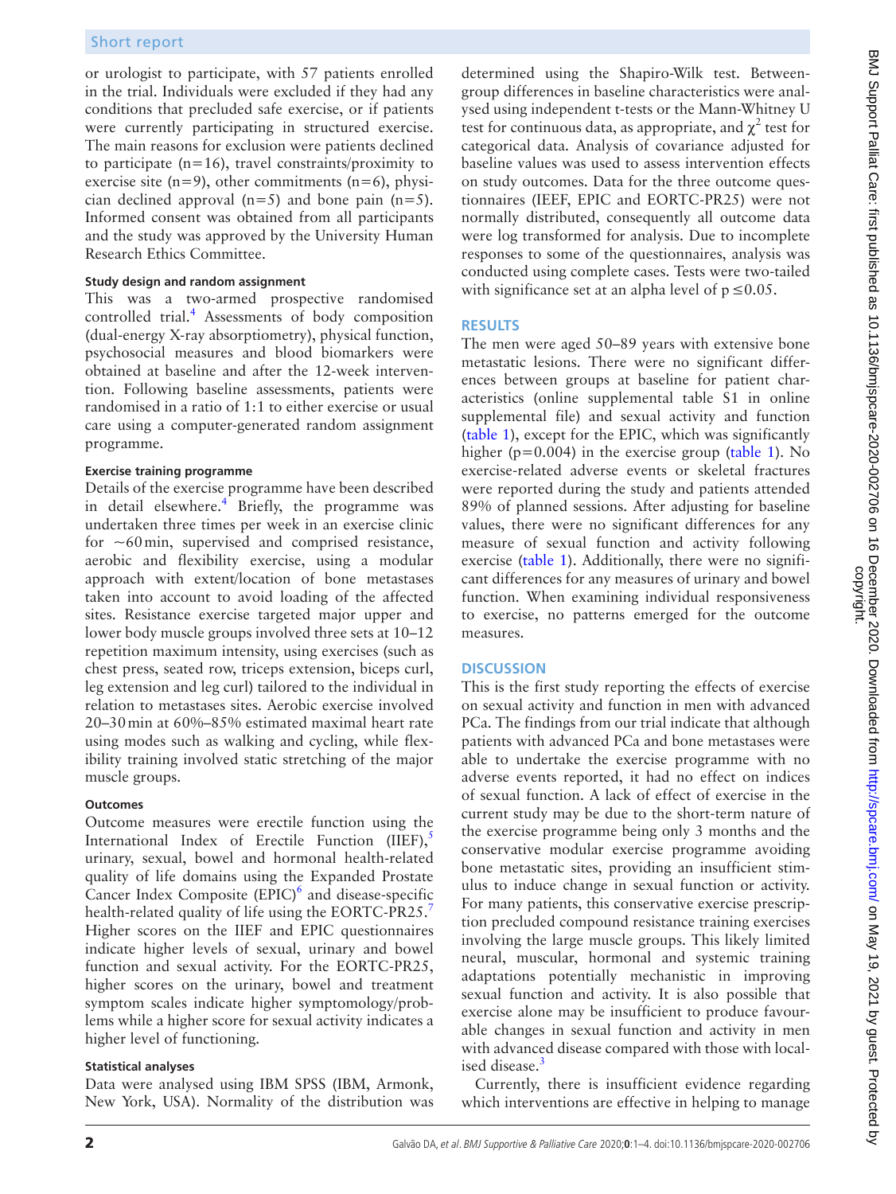or urologist to participate, with 57 patients enrolled in the trial. Individuals were excluded if they had any conditions that precluded safe exercise, or if patients were currently participating in structured exercise. The main reasons for exclusion were patients declined to participate (n=16), travel constraints/proximity to exercise site (n=9), other commitments (n=6), physician declined approval (n=5) and bone pain (n=5). Informed consent was obtained from all participants and the study was approved by the University Human Research Ethics Committee.

#### Study design and random assignment

This was a two-armed prospective randomised controlled trial.[4] Assessments of body composition (dual-energy X-ray absorptiometry), physical function, psychosocial measures and blood biomarkers were obtained at baseline and after the 12-week intervention. Following baseline assessments, patients were randomised in a ratio of 1:1 to either exercise or usual care using a computer-generated random assignment programme.

#### Exercise training programme

Details of the exercise programme have been described in detail elsewhere.[4] Briefly, the programme was undertaken three times per week in an exercise clinic for ∼60 min, supervised and comprised resistance, aerobic and flexibility exercise, using a modular approach with extent/location of bone metastases taken into account to avoid loading of the affected sites. Resistance exercise targeted major upper and lower body muscle groups involved three sets at 10–12 repetition maximum intensity, using exercises (such as chest press, seated row, triceps extension, biceps curl, leg extension and leg curl) tailored to the individual in relation to metastases sites. Aerobic exercise involved 20–30 min at 60%–85% estimated maximal heart rate using modes such as walking and cycling, while flexibility training involved static stretching of the major muscle groups.

#### Outcomes

Outcome measures were erectile function using the International Index of Erectile Function (IIEF),[5] urinary, sexual, bowel and hormonal health-related quality of life domains using the Expanded Prostate Cancer Index Composite (EPIC)[6] and disease-specific health-related quality of life using the EORTC-PR25.[7] Higher scores on the IIEF and EPIC questionnaires indicate higher levels of sexual, urinary and bowel function and sexual activity. For the EORTC-PR25, higher scores on the urinary, bowel and treatment symptom scales indicate higher symptomology/problems while a higher score for sexual activity indicates a higher level of functioning.

#### Statistical analyses

Data were analysed using IBM SPSS (IBM, Armonk, New York, USA). Normality of the distribution was determined using the Shapiro-Wilk test. Between-group differences in baseline characteristics were analysed using independent t-tests or the Mann-Whitney U test for continuous data, as appropriate, and $\chi^2$ test for categorical data. Analysis of covariance adjusted for baseline values was used to assess intervention effects on study outcomes. Data for the three outcome questionnaires (IEEF, EPIC and EORTC-PR25) were not normally distributed, consequently all outcome data were log transformed for analysis. Due to incomplete responses to some of the questionnaires, analysis was conducted using complete cases. Tests were two-tailed with significance set at an alpha level of $p \leq 0.05$.

## RESULTS

The men were aged 50–89 years with extensive bone metastatic lesions. There were no significant differences between groups at baseline for patient characteristics (online supplemental table S1 in online supplemental file) and sexual activity and function (table 1), except for the EPIC, which was significantly higher (p=0.004) in the exercise group (table 1). No exercise-related adverse events or skeletal fractures were reported during the study and patients attended 89% of planned sessions. After adjusting for baseline values, there were no significant differences for any measure of sexual function and activity following exercise (table 1). Additionally, there were no significant differences for any measures of urinary and bowel function. When examining individual responsiveness to exercise, no patterns emerged for the outcome measures.

## DISCUSSION

This is the first study reporting the effects of exercise on sexual activity and function in men with advanced PCa. The findings from our trial indicate that although patients with advanced PCa and bone metastases were able to undertake the exercise programme with no adverse events reported, it had no effect on indices of sexual function. A lack of effect of exercise in the current study may be due to the short-term nature of the exercise programme being only 3 months and the conservative modular exercise programme avoiding bone metastatic sites, providing an insufficient stimulus to induce change in sexual function or activity. For many patients, this conservative exercise prescription precluded compound resistance training exercises involving the large muscle groups. This likely limited neural, muscular, hormonal and systemic training adaptations potentially mechanistic in improving sexual function and activity. It is also possible that exercise alone may be insufficient to produce favourable changes in sexual function and activity in men with advanced disease compared with those with localised disease.[3]

Currently, there is insufficient evidence regarding which interventions are effective in helping to manage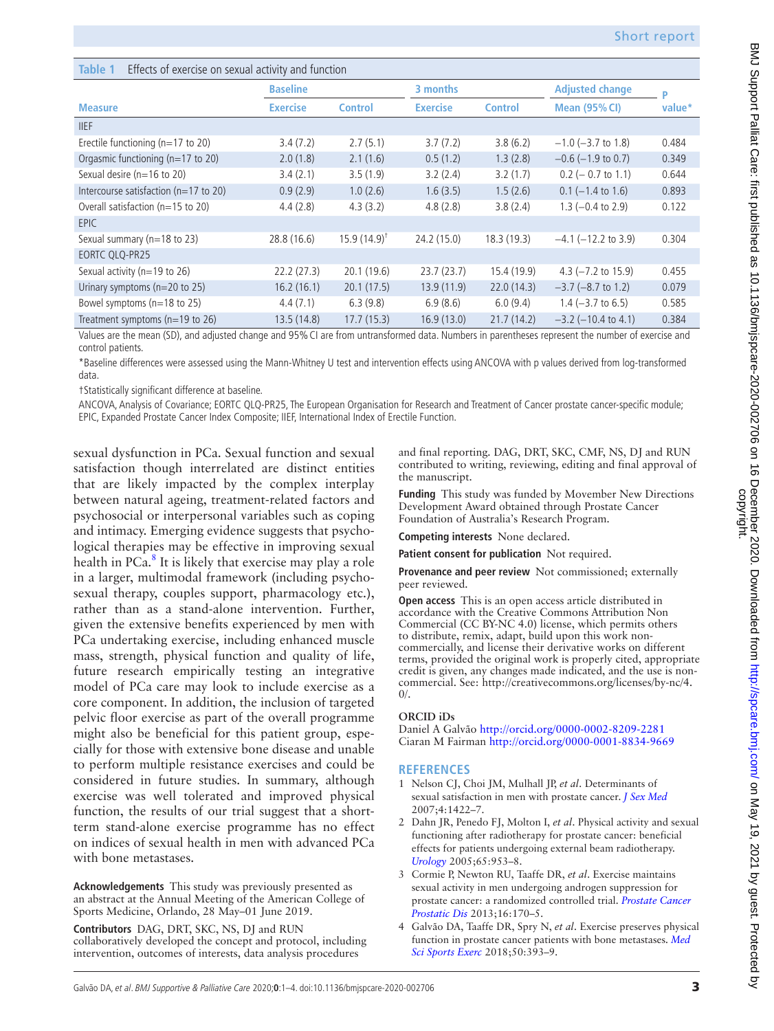**Table 1** Effects of exercise on sexual activity and function

| Measure | Baseline | | 3 months | | Adjusted change | P value* |
|---|---|---|---|---|---|---|
| | Exercise | Control | Exercise | Control | Mean (95% CI) | |
| IIEF | | | | | | |
| Erectile functioning (n=17 to 20) | 3.4 (7.2) | 2.7 (5.1) | 3.7 (7.2) | 3.8 (6.2) | −1.0 (−3.7 to 1.8) | 0.484 |
| Orgasmic functioning (n=17 to 20) | 2.0 (1.8) | 2.1 (1.6) | 0.5 (1.2) | 1.3 (2.8) | −0.6 (−1.9 to 0.7) | 0.349 |
| Sexual desire (n=16 to 20) | 3.4 (2.1) | 3.5 (1.9) | 3.2 (2.4) | 3.2 (1.7) | 0.2 (− 0.7 to 1.1) | 0.644 |
| Intercourse satisfaction (n=17 to 20) | 0.9 (2.9) | 1.0 (2.6) | 1.6 (3.5) | 1.5 (2.6) | 0.1 (−1.4 to 1.6) | 0.893 |
| Overall satisfaction (n=15 to 20) | 4.4 (2.8) | 4.3 (3.2) | 4.8 (2.8) | 3.8 (2.4) | 1.3 (−0.4 to 2.9) | 0.122 |
| EPIC | | | | | | |
| Sexual summary (n=18 to 23) | 28.8 (16.6) | 15.9 (14.9)† | 24.2 (15.0) | 18.3 (19.3) | −4.1 (−12.2 to 3.9) | 0.304 |
| EORTC QLQ-PR25 | | | | | | |
| Sexual activity (n=19 to 26) | 22.2 (27.3) | 20.1 (19.6) | 23.7 (23.7) | 15.4 (19.9) | 4.3 (−7.2 to 15.9) | 0.455 |
| Urinary symptoms (n=20 to 25) | 16.2 (16.1) | 20.1 (17.5) | 13.9 (11.9) | 22.0 (14.3) | −3.7 (−8.7 to 1.2) | 0.079 |
| Bowel symptoms (n=18 to 25) | 4.4 (7.1) | 6.3 (9.8) | 6.9 (8.6) | 6.0 (9.4) | 1.4 (−3.7 to 6.5) | 0.585 |
| Treatment symptoms (n=19 to 26) | 13.5 (14.8) | 17.7 (15.3) | 16.9 (13.0) | 21.7 (14.2) | −3.2 (−10.4 to 4.1) | 0.384 |

Values are the mean (SD), and adjusted change and 95% CI are from untransformed data. Numbers in parentheses represent the number of exercise and control patients.

*Baseline differences were assessed using the Mann-Whitney U test and intervention effects using ANCOVA with p values derived from log-transformed data.

†Statistically significant difference at baseline.

ANCOVA, Analysis of Covariance; EORTC QLQ-PR25, The European Organisation for Research and Treatment of Cancer prostate cancer-specific module; EPIC, Expanded Prostate Cancer Index Composite; IIEF, International Index of Erectile Function.

sexual dysfunction in PCa. Sexual function and sexual satisfaction though interrelated are distinct entities that are likely impacted by the complex interplay between natural ageing, treatment-related factors and psychosocial or interpersonal variables such as coping and intimacy. Emerging evidence suggests that psychological therapies may be effective in improving sexual health in PCa.[8] It is likely that exercise may play a role in a larger, multimodal framework (including psychosexual therapy, couples support, pharmacology etc.), rather than as a stand-alone intervention. Further, given the extensive benefits experienced by men with PCa undertaking exercise, including enhanced muscle mass, strength, physical function and quality of life, future research empirically testing an integrative model of PCa care may look to include exercise as a core component. In addition, the inclusion of targeted pelvic floor exercise as part of the overall programme might also be beneficial for this patient group, especially for those with extensive bone disease and unable to perform multiple resistance exercises and could be considered in future studies. In summary, although exercise was well tolerated and improved physical function, the results of our trial suggest that a short-term stand-alone exercise programme has no effect on indices of sexual health in men with advanced PCa with bone metastases.

**Acknowledgements** This study was previously presented as an abstract at the Annual Meeting of the American College of Sports Medicine, Orlando, 28 May–01 June 2019.

**Contributors** DAG, DRT, SKC, NS, DJ and RUN collaboratively developed the concept and protocol, including intervention, outcomes of interests, data analysis procedures and final reporting. DAG, DRT, SKC, CMF, NS, DJ and RUN contributed to writing, reviewing, editing and final approval of the manuscript.

**Funding** This study was funded by Movember New Directions Development Award obtained through Prostate Cancer Foundation of Australia's Research Program.

**Competing interests** None declared.

**Patient consent for publication** Not required.

**Provenance and peer review** Not commissioned; externally peer reviewed.

**Open access** This is an open access article distributed in accordance with the Creative Commons Attribution Non Commercial (CC BY-NC 4.0) license, which permits others to distribute, remix, adapt, build upon this work non-commercially, and license their derivative works on different terms, provided the original work is properly cited, appropriate credit is given, any changes made indicated, and the use is non-commercial. See: http://creativecommons.org/licenses/by-nc/4.0/.

**ORCID iDs**

Daniel A Galvão http://orcid.org/0000-0002-8209-2281
Ciaran M Fairman http://orcid.org/0000-0001-8834-9669

## REFERENCES

1. Nelson CJ, Choi JM, Mulhall JP, *et al*. Determinants of sexual satisfaction in men with prostate cancer. *J Sex Med* 2007;4:1422–7.
2. Dahn JR, Penedo FJ, Molton I, *et al*. Physical activity and sexual functioning after radiotherapy for prostate cancer: beneficial effects for patients undergoing external beam radiotherapy. *Urology* 2005;65:953–8.
3. Cormie P, Newton RU, Taaffe DR, *et al*. Exercise maintains sexual activity in men undergoing androgen suppression for prostate cancer: a randomized controlled trial. *Prostate Cancer Prostatic Dis* 2013;16:170–5.
4. Galvão DA, Taaffe DR, Spry N, *et al*. Exercise preserves physical function in prostate cancer patients with bone metastases. *Med Sci Sports Exerc* 2018;50:393–9.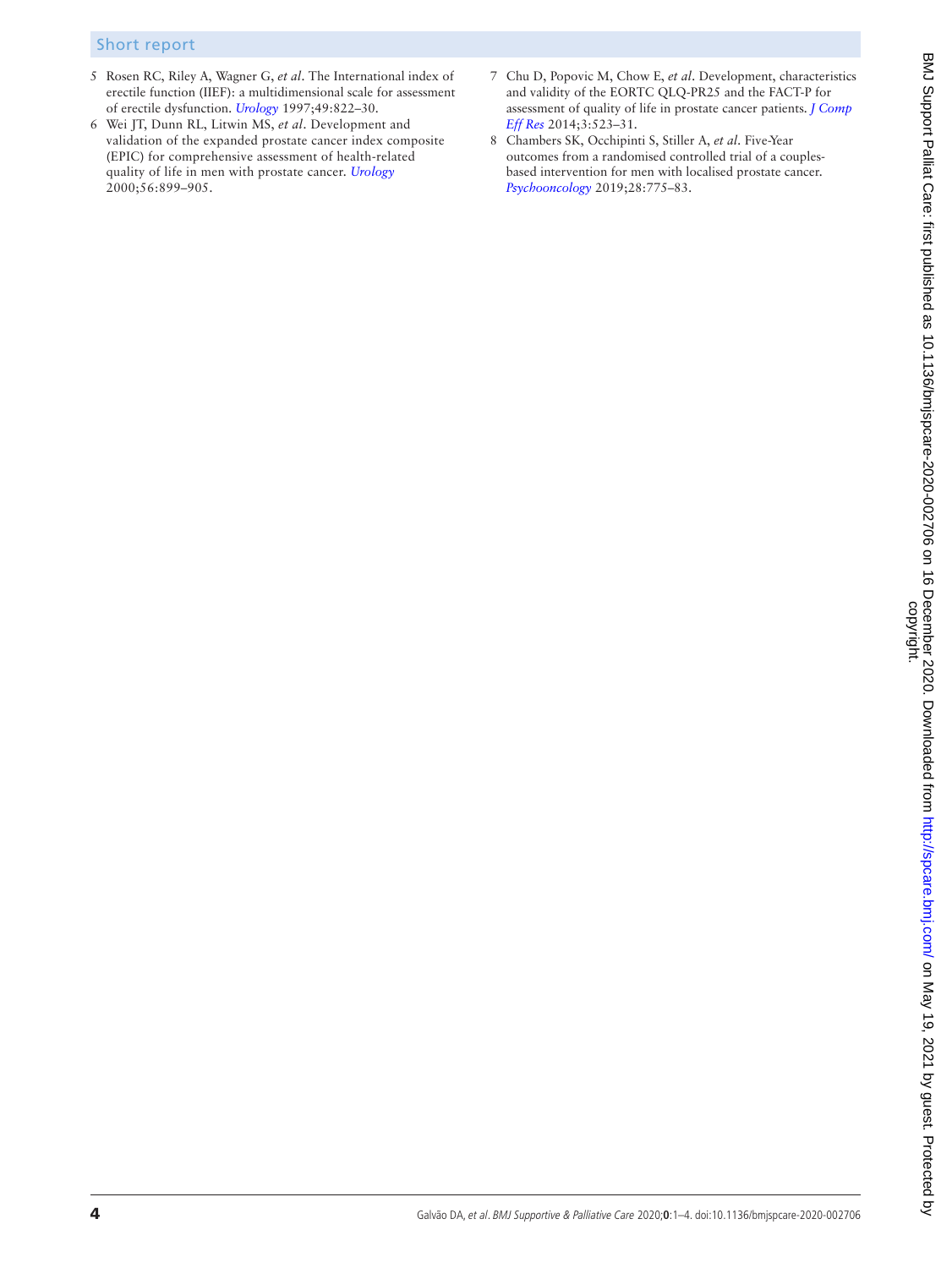5 Rosen RC, Riley A, Wagner G, *et al*. The International index of erectile function (IIEF): a multidimensional scale for assessment of erectile dysfunction. *Urology* 1997;49:822–30.

6 Wei JT, Dunn RL, Litwin MS, *et al*. Development and validation of the expanded prostate cancer index composite (EPIC) for comprehensive assessment of health-related quality of life in men with prostate cancer. *Urology* 2000;56:899–905.

7 Chu D, Popovic M, Chow E, *et al*. Development, characteristics and validity of the EORTC QLQ-PR25 and the FACT-P for assessment of quality of life in prostate cancer patients. *J Comp Eff Res* 2014;3:523–31.

8 Chambers SK, Occhipinti S, Stiller A, *et al*. Five-Year outcomes from a randomised controlled trial of a couples-based intervention for men with localised prostate cancer. *Psychooncology* 2019;28:775–83.